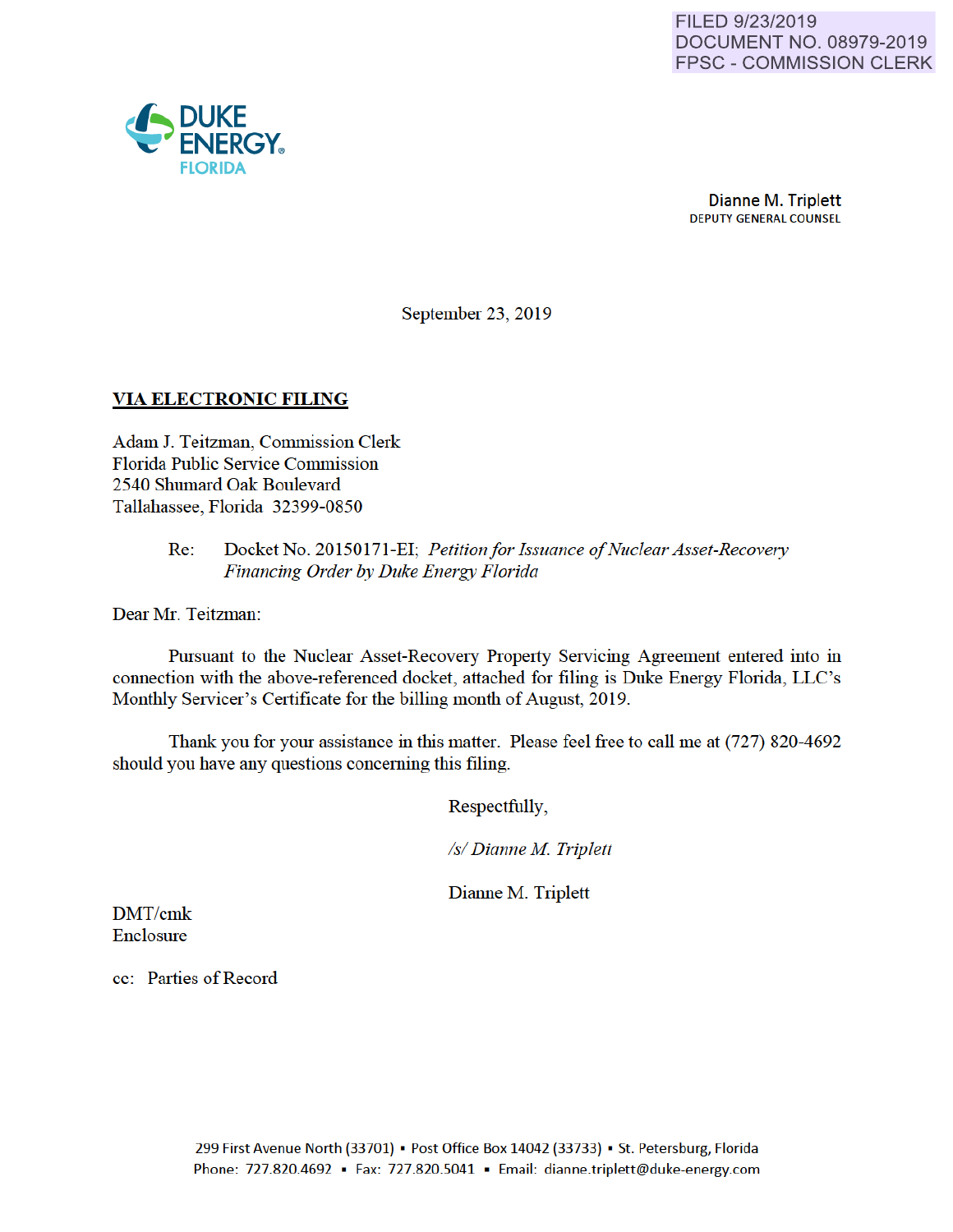FILED 9/23/2019
DOCUMENT NO. 08979-2019
FPSC - COMMISSION CLERK

DUKE ENERGY
FLORIDA

Dianne M. Triplett
DEPUTY GENERAL COUNSEL

September 23, 2019

**VIA ELECTRONIC FILING**

Adam J. Teitzman, Commission Clerk
Florida Public Service Commission
2540 Shumard Oak Boulevard
Tallahassee, Florida 32399-0850

Re: Docket No. 20150171-EI; *Petition for Issuance of Nuclear Asset-Recovery Financing Order by Duke Energy Florida*

Dear Mr. Teitzman:

Pursuant to the Nuclear Asset-Recovery Property Servicing Agreement entered into in connection with the above-referenced docket, attached for filing is Duke Energy Florida, LLC's Monthly Servicer's Certificate for the billing month of August, 2019.

Thank you for your assistance in this matter. Please feel free to call me at (727) 820-4692 should you have any questions concerning this filing.

Respectfully,

*/s/ Dianne M. Triplett*

Dianne M. Triplett

DMT/cmk
Enclosure

cc: Parties of Record

299 First Avenue North (33701) ▪ Post Office Box 14042 (33733) ▪ St. Petersburg, Florida
Phone: 727.820.4692 ▪ Fax: 727.820.5041 ▪ Email: dianne.triplett@duke-energy.com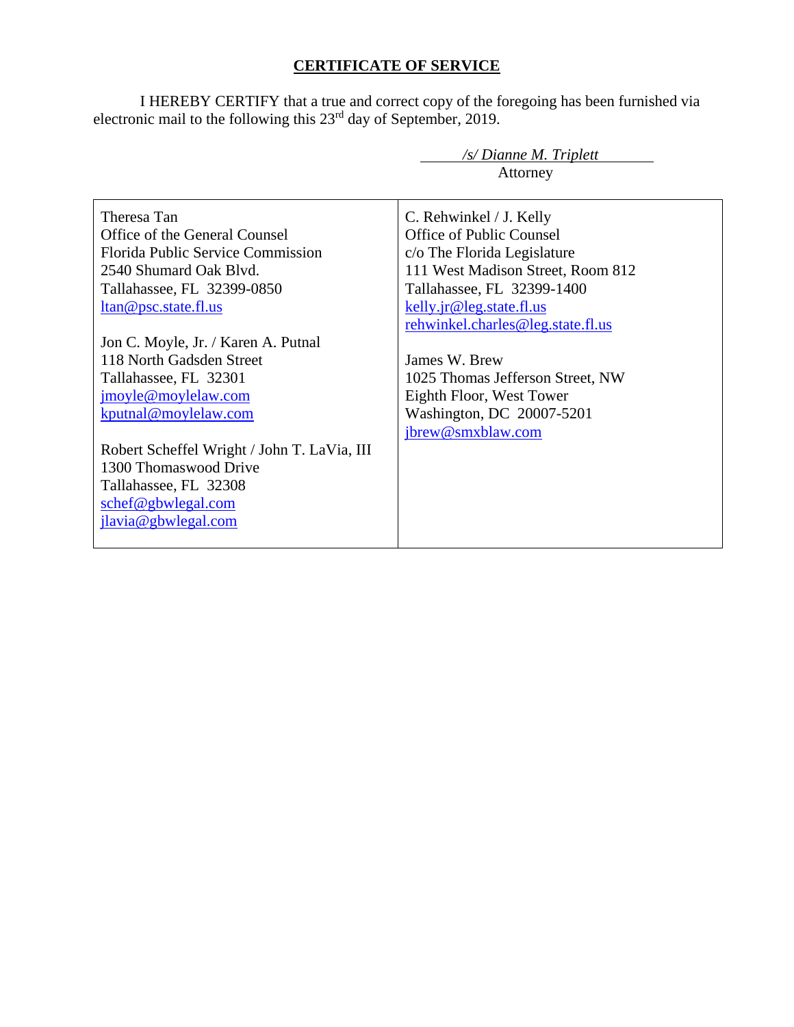## CERTIFICATE OF SERVICE

I HEREBY CERTIFY that a true and correct copy of the foregoing has been furnished via electronic mail to the following this 23rd day of September, 2019.

*/s/ Dianne M. Triplett*
Attorney

| | |
|---|---|
| Theresa Tan<br>Office of the General Counsel<br>Florida Public Service Commission<br>2540 Shumard Oak Blvd.<br>Tallahassee, FL 32399-0850<br>ltan@psc.state.fl.us<br><br>Jon C. Moyle, Jr. / Karen A. Putnal<br>118 North Gadsden Street<br>Tallahassee, FL 32301<br>jmoyle@moylelaw.com<br>kputnal@moylelaw.com<br><br>Robert Scheffel Wright / John T. LaVia, III<br>1300 Thomaswood Drive<br>Tallahassee, FL 32308<br>schef@gbwlegal.com<br>jlavia@gbwlegal.com | C. Rehwinkel / J. Kelly<br>Office of Public Counsel<br>c/o The Florida Legislature<br>111 West Madison Street, Room 812<br>Tallahassee, FL 32399-1400<br>kelly.jr@leg.state.fl.us<br>rehwinkel.charles@leg.state.fl.us<br><br>James W. Brew<br>1025 Thomas Jefferson Street, NW<br>Eighth Floor, West Tower<br>Washington, DC 20007-5201<br>jbrew@smxblaw.com |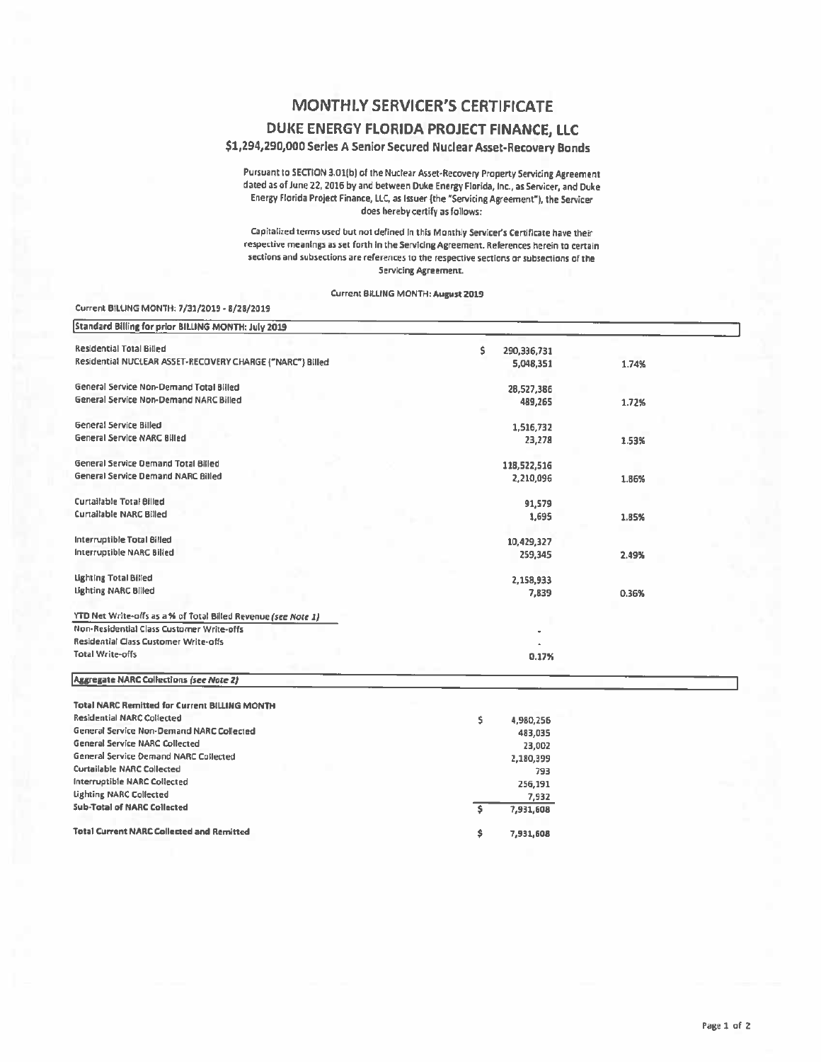# MONTHLY SERVICER'S CERTIFICATE

## DUKE ENERGY FLORIDA PROJECT FINANCE, LLC

### $1,294,290,000 Series A Senior Secured Nuclear Asset-Recovery Bonds

Pursuant to SECTION 3.01(b) of the Nuclear Asset-Recovery Property Servicing Agreement dated as of June 22, 2016 by and between Duke Energy Florida, Inc., as Servicer, and Duke Energy Florida Project Finance, LLC, as Issuer (the "Servicing Agreement"), the Servicer does hereby certify as follows:

Capitalized terms used but not defined in this Monthly Servicer's Certificate have their respective meanings as set forth in the Servicing Agreement. References herein to certain sections and subsections are references to the respective sections or subsections of the Servicing Agreement.

Current BILLING MONTH: **August 2019**

Current BILLING MONTH: 7/31/2019 - 8/28/2019

| Standard Billing for prior BILLING MONTH: July 2019 | | |
|---|---|---|
| Residential Total Billed | $ 290,336,731 | |
| Residential NUCLEAR ASSET-RECOVERY CHARGE ("NARC") Billed | 5,048,351 | 1.74% |
| | | |
| General Service Non-Demand Total Billed | 28,527,386 | |
| General Service Non-Demand NARC Billed | 489,265 | 1.72% |
| | | |
| General Service Billed | 1,516,732 | |
| General Service NARC Billed | 23,278 | 1.53% |
| | | |
| General Service Demand Total Billed | 118,522,516 | |
| General Service Demand NARC Billed | 2,210,096 | 1.86% |
| | | |
| Curtailable Total Billed | 91,579 | |
| Curtailable NARC Billed | 1,695 | 1.85% |
| | | |
| Interruptible Total Billed | 10,429,327 | |
| Interruptible NARC Billed | 259,345 | 2.49% |
| | | |
| Lighting Total Billed | 2,158,933 | |
| Lighting NARC Billed | 7,839 | 0.36% |
| | | |
| YTD Net Write-offs as a % of Total Billed Revenue *(see Note 1)* | | |
| Non-Residential Class Customer Write-offs | - | |
| Residential Class Customer Write-offs | - | |
| Total Write-offs | 0.17% | |

| Aggregate NARC Collections *(see Note 2)* | |
|---|---|
| **Total NARC Remitted for Current BILLING MONTH** | |
| Residential NARC Collected | $ 4,980,256 |
| General Service Non-Demand NARC Collected | 483,035 |
| General Service NARC Collected | 23,002 |
| General Service Demand NARC Collected | 2,180,399 |
| Curtailable NARC Collected | 793 |
| Interruptible NARC Collected | 256,191 |
| Lighting NARC Collected | 7,932 |
| **Sub-Total of NARC Collected** | $ 7,931,608 |
| | |
| **Total Current NARC Collected and Remitted** | $ 7,931,608 |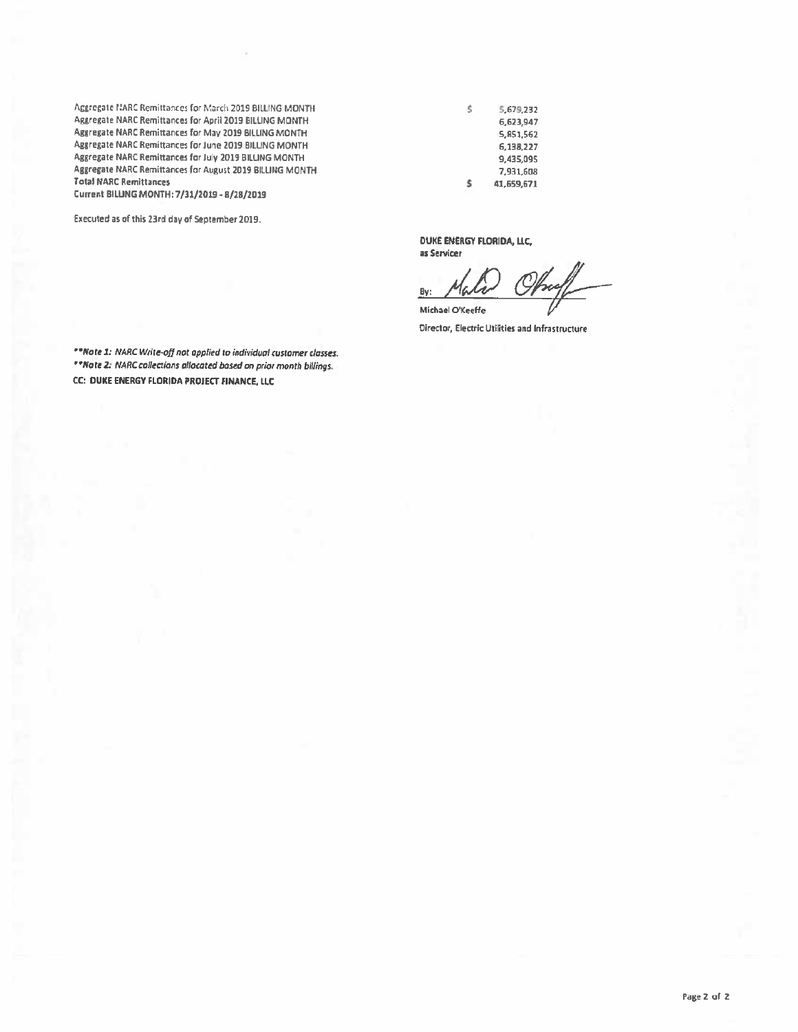| | | |
|---|---|---|
| Aggregate NARC Remittances for March 2019 BILLING MONTH | $ | 5,679,232 |
| Aggregate NARC Remittances for April 2019 BILLING MONTH | | 6,623,947 |
| Aggregate NARC Remittances for May 2019 BILLING MONTH | | 5,851,562 |
| Aggregate NARC Remittances for June 2019 BILLING MONTH | | 6,138,227 |
| Aggregate NARC Remittances for July 2019 BILLING MONTH | | 9,435,095 |
| Aggregate NARC Remittances for August 2019 BILLING MONTH | | 7,931,608 |
| **Total NARC Remittances** | $ | 41,659,671 |

**Current BILLING MONTH: 7/31/2019 - 8/28/2019**

Executed as of this 23rd day of September 2019.

**DUKE ENERGY FLORIDA, LLC,**
**as Servicer**

By: 

**Michael O'Keeffe**

Director, Electric Utilities and Infrastructure

***Note 1: NARC Write-off not applied to individual customer classes.***
***Note 2: NARC collections allocated based on prior month billings.***

**CC: DUKE ENERGY FLORIDA PROJECT FINANCE, LLC**